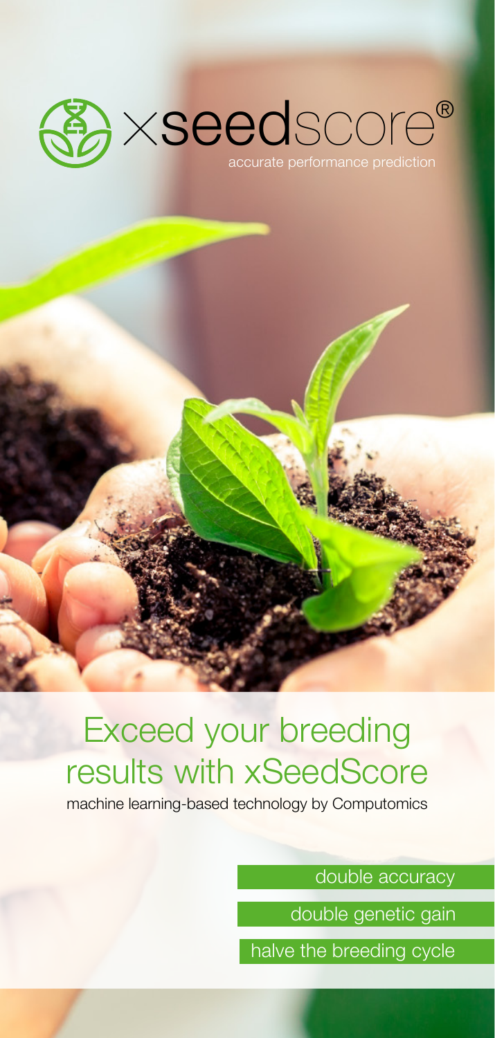# xseedscore®

accurate performance prediction

## Exceed your breeding results with xSeedScore

machine learning-based technology by Computomics

- double accuracy
- double genetic gain
- halve the breeding cycle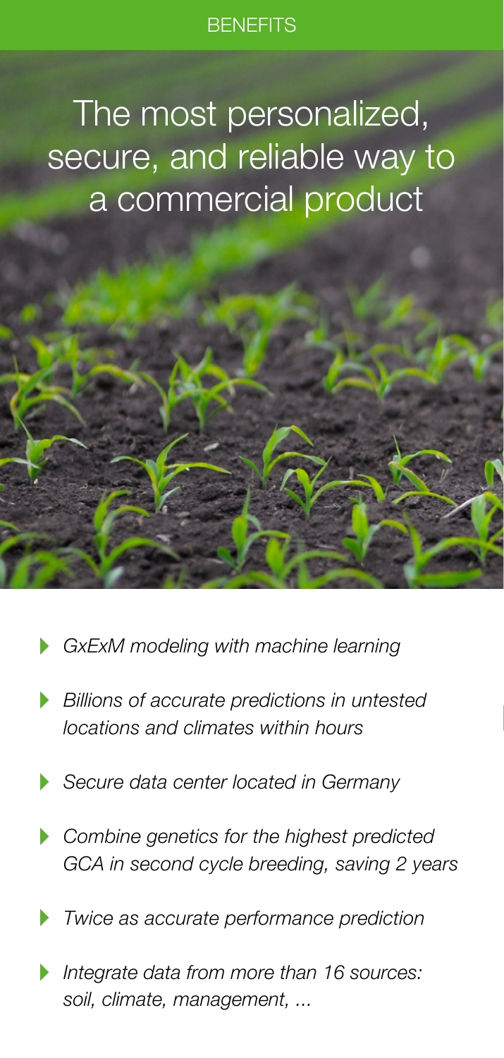BENEFITS

# The most personalized, secure, and reliable way to a commercial product

- *GxExM modeling with machine learning*
- *Billions of accurate predictions in untested locations and climates within hours*
- *Secure data center located in Germany*
- *Combine genetics for the highest predicted GCA in second cycle breeding, saving 2 years*
- *Twice as accurate performance prediction*
- *Integrate data from more than 16 sources: soil, climate, management, ...*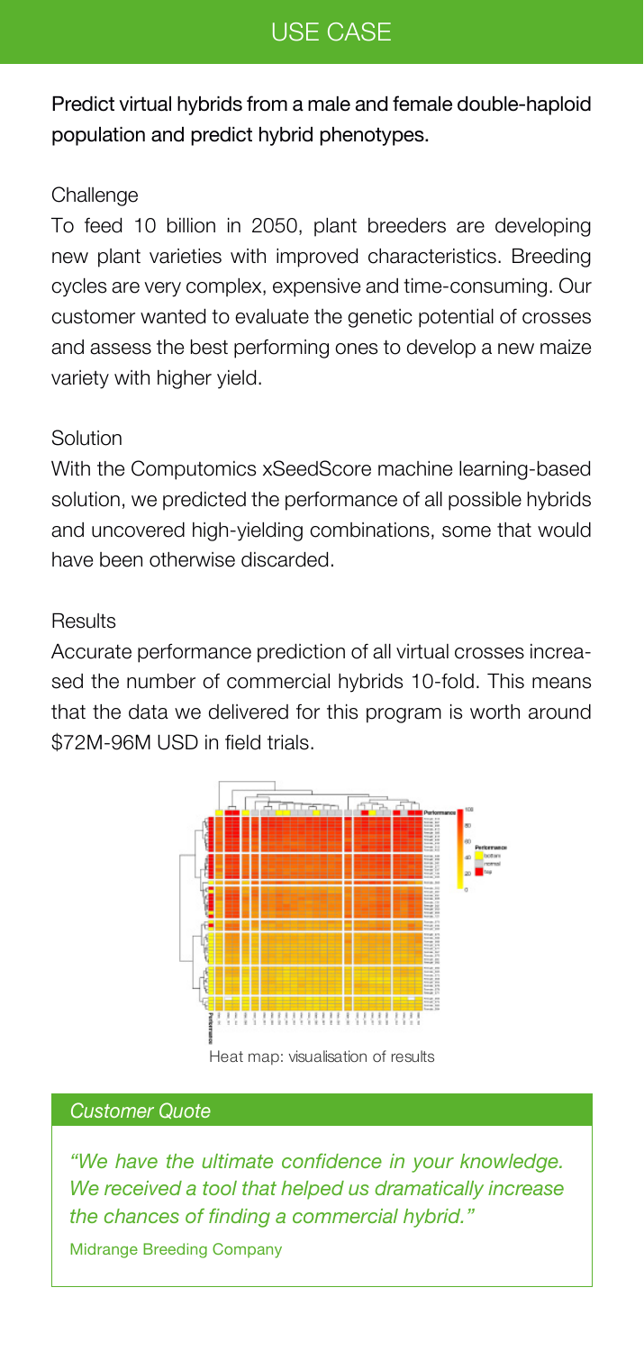## USE CASE

Predict virtual hybrids from a male and female double-haploid population and predict hybrid phenotypes.

### Challenge

To feed 10 billion in 2050, plant breeders are developing new plant varieties with improved characteristics. Breeding cycles are very complex, expensive and time-consuming. Our customer wanted to evaluate the genetic potential of crosses and assess the best performing ones to develop a new maize variety with higher yield.

### Solution

With the Computomics xSeedScore machine learning-based solution, we predicted the performance of all possible hybrids and uncovered high-yielding combinations, some that would have been otherwise discarded.

### Results

Accurate performance prediction of all virtual crosses increased the number of commercial hybrids 10-fold. This means that the data we delivered for this program is worth around \$72M-96M USD in field trials.

Heat map: visualisation of results

### *Customer Quote*

*"We have the ultimate confidence in your knowledge. We received a tool that helped us dramatically increase the chances of finding a commercial hybrid."*

Midrange Breeding Company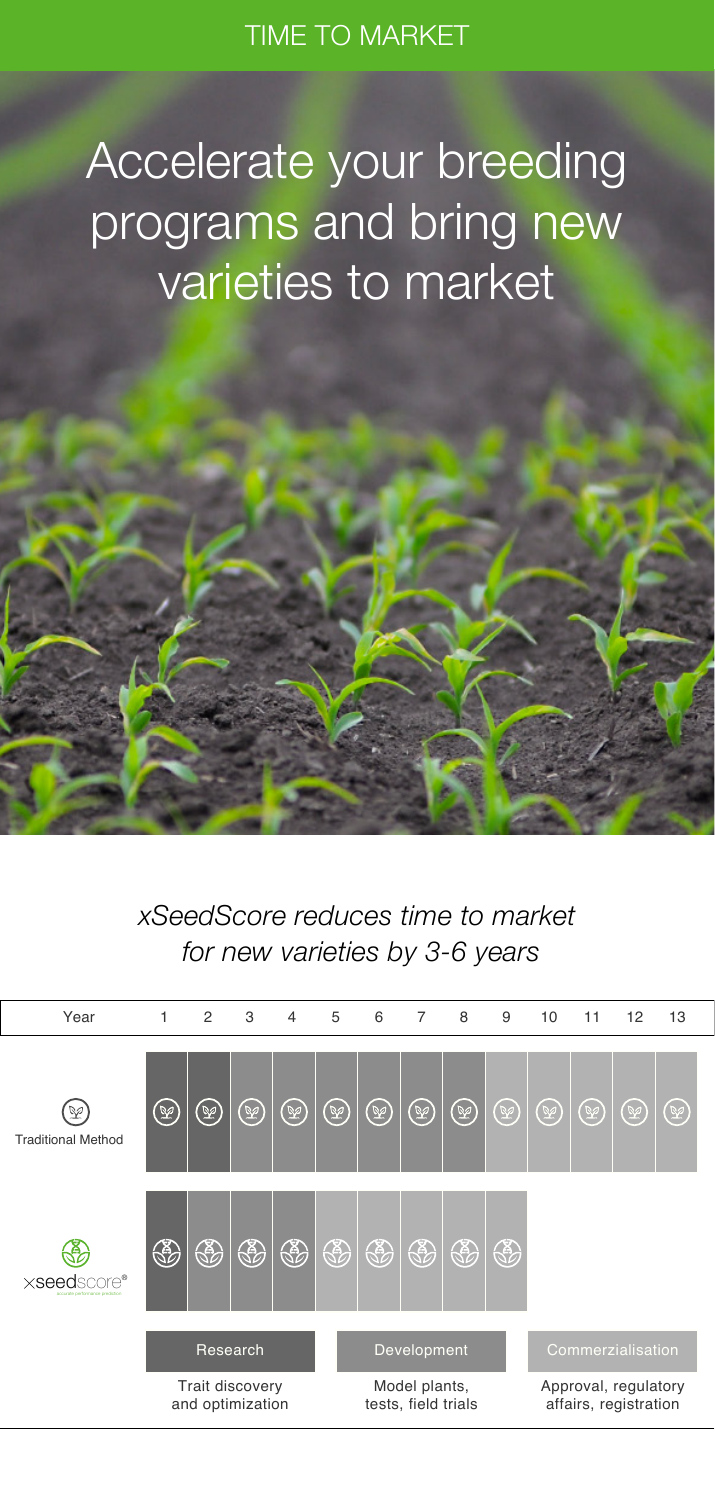TIME TO MARKET

# Accelerate your breeding programs and bring new varieties to market

*xSeedScore reduces time to market for new varieties by 3-6 years*

| Year | 1 | 2 | 3 | 4 | 5 | 6 | 7 | 8 | 9 | 10 | 11 | 12 | 13 |
|---|---|---|---|---|---|---|---|---|---|---|---|---|---|
| Traditional Method | ● | ● | ● | ● | ● | ● | ● | ● | ● | ● | ● | ● | ● |
| xseedscore® | ● | ● | ● | ● | ● | ● | ● | ● | ● | | | | |

**Research** – Trait discovery and optimization

**Development** – Model plants, tests, field trials

**Commerzialisation** – Approval, regulatory affairs, registration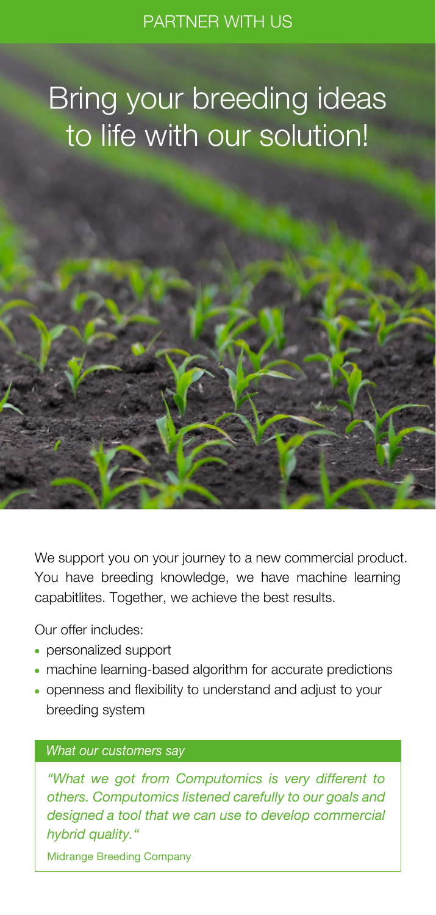PARTNER WITH US

# Bring your breeding ideas to life with our solution!

We support you on your journey to a new commercial product. You have breeding knowledge, we have machine learning capabitlites. Together, we achieve the best results.

Our offer includes:

- personalized support
- machine learning-based algorithm for accurate predictions
- openness and flexibility to understand and adjust to your breeding system

*What our customers say*

*"What we got from Computomics is very different to others. Computomics listened carefully to our goals and designed a tool that we can use to develop commercial hybrid quality."*

Midrange Breeding Company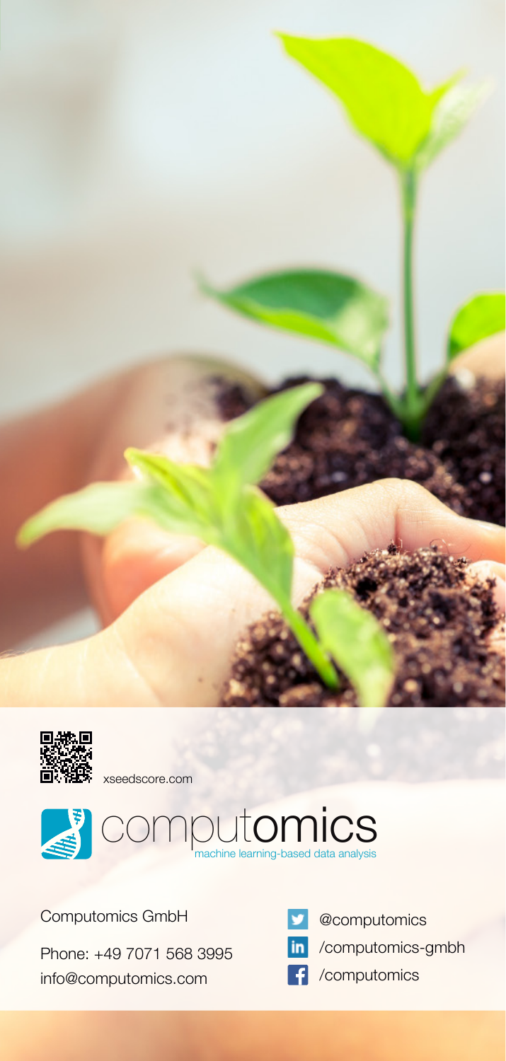xseedscore.com

computomics

machine learning-based data analysis

Computomics GmbH

Phone: +49 7071 568 3995

info@computomics.com

@computomics

/computomics-gmbh

/computomics